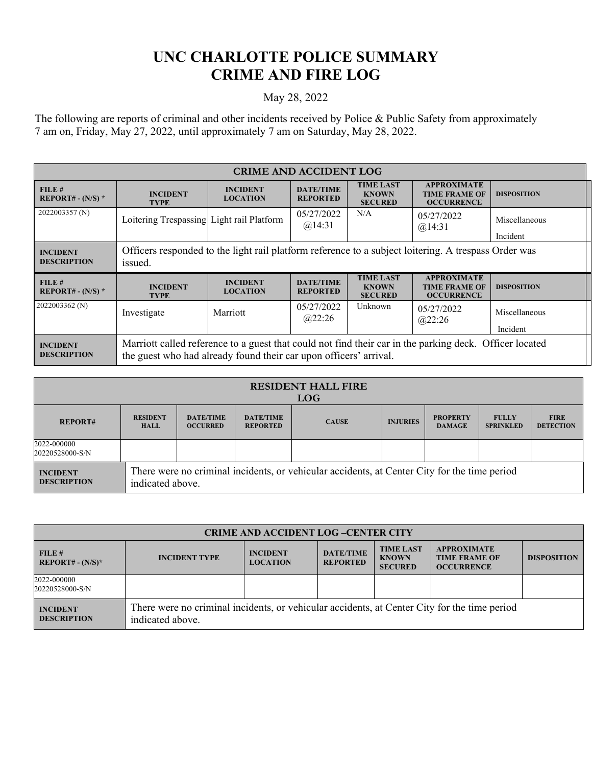# UNC CHARLOTTE POLICE SUMMARY
# CRIME AND FIRE LOG

May 28, 2022

The following are reports of criminal and other incidents received by Police & Public Safety from approximately 7 am on, Friday, May 27, 2022, until approximately 7 am on Saturday, May 28, 2022.

| CRIME AND ACCIDENT LOG | | | | | | |
|---|---|---|---|---|---|---|
| **FILE # REPORT# - (N/S) *** | **INCIDENT TYPE** | **INCIDENT LOCATION** | **DATE/TIME REPORTED** | **TIME LAST KNOWN SECURED** | **APPROXIMATE TIME FRAME OF OCCURRENCE** | **DISPOSITION** |
| 2022003357 (N) | Loitering Trespassing | Light rail Platform | 05/27/2022 @14:31 | N/A | 05/27/2022 @14:31 | Miscellaneous Incident |
| **INCIDENT DESCRIPTION** | Officers responded to the light rail platform reference to a subject loitering. A trespass Order was issued. | | | | | |
| **FILE # REPORT# - (N/S) *** | **INCIDENT TYPE** | **INCIDENT LOCATION** | **DATE/TIME REPORTED** | **TIME LAST KNOWN SECURED** | **APPROXIMATE TIME FRAME OF OCCURRENCE** | **DISPOSITION** |
| 2022003362 (N) | Investigate | Marriott | 05/27/2022 @22:26 | Unknown | 05/27/2022 @22:26 | Miscellaneous Incident |
| **INCIDENT DESCRIPTION** | Marriott called reference to a guest that could not find their car in the parking deck. Officer located the guest who had already found their car upon officers' arrival. | | | | | |

| RESIDENT HALL FIRE LOG | | | | | | | | |
|---|---|---|---|---|---|---|---|---|
| **REPORT#** | **RESIDENT HALL** | **DATE/TIME OCCURRED** | **DATE/TIME REPORTED** | **CAUSE** | **INJURIES** | **PROPERTY DAMAGE** | **FULLY SPRINKLED** | **FIRE DETECTION** |
| 2022-000000 20220528000-S/N | | | | | | | | |
| **INCIDENT DESCRIPTION** | There were no criminal incidents, or vehicular accidents, at Center City for the time period indicated above. | | | | | | | |

| CRIME AND ACCIDENT LOG –CENTER CITY | | | | | | |
|---|---|---|---|---|---|---|
| **FILE # REPORT# - (N/S)*** | **INCIDENT TYPE** | **INCIDENT LOCATION** | **DATE/TIME REPORTED** | **TIME LAST KNOWN SECURED** | **APPROXIMATE TIME FRAME OF OCCURRENCE** | **DISPOSITION** |
| 2022-000000 20220528000-S/N | | | | | | |
| **INCIDENT DESCRIPTION** | There were no criminal incidents, or vehicular accidents, at Center City for the time period indicated above. | | | | | |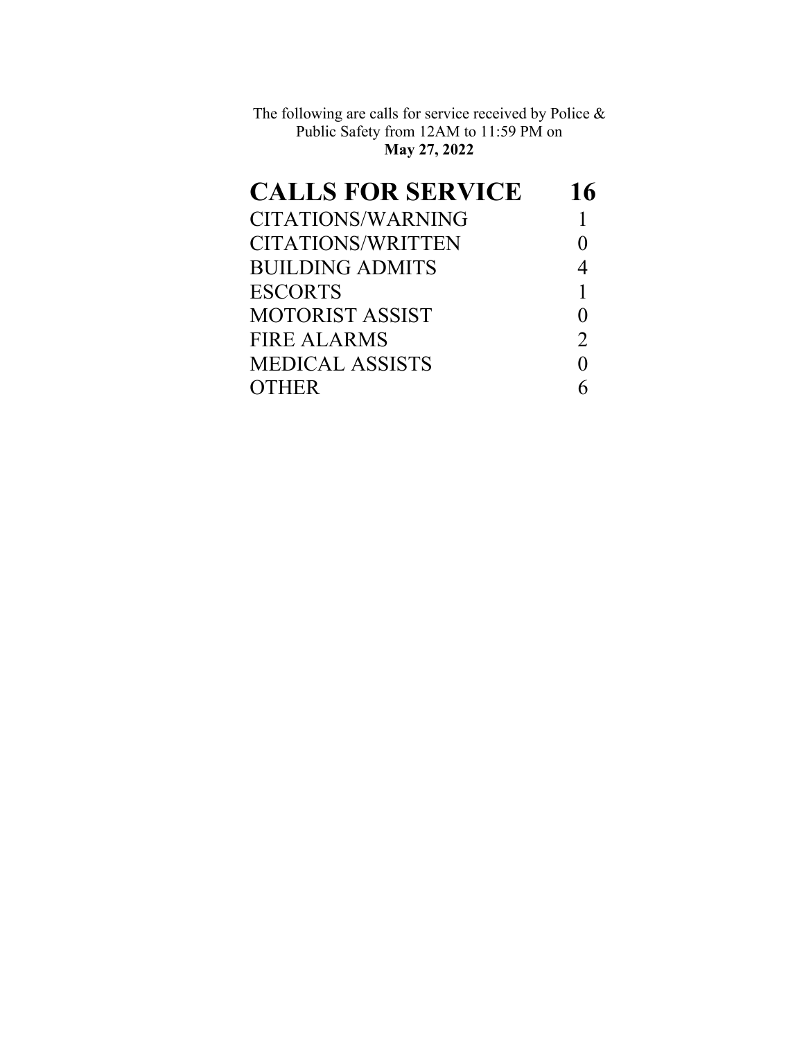The following are calls for service received by Police & Public Safety from 12AM to 11:59 PM on
**May 27, 2022**

| | |
|---|---|
| **CALLS FOR SERVICE** | **16** |
| CITATIONS/WARNING | 1 |
| CITATIONS/WRITTEN | 0 |
| BUILDING ADMITS | 4 |
| ESCORTS | 1 |
| MOTORIST ASSIST | 0 |
| FIRE ALARMS | 2 |
| MEDICAL ASSISTS | 0 |
| OTHER | 6 |